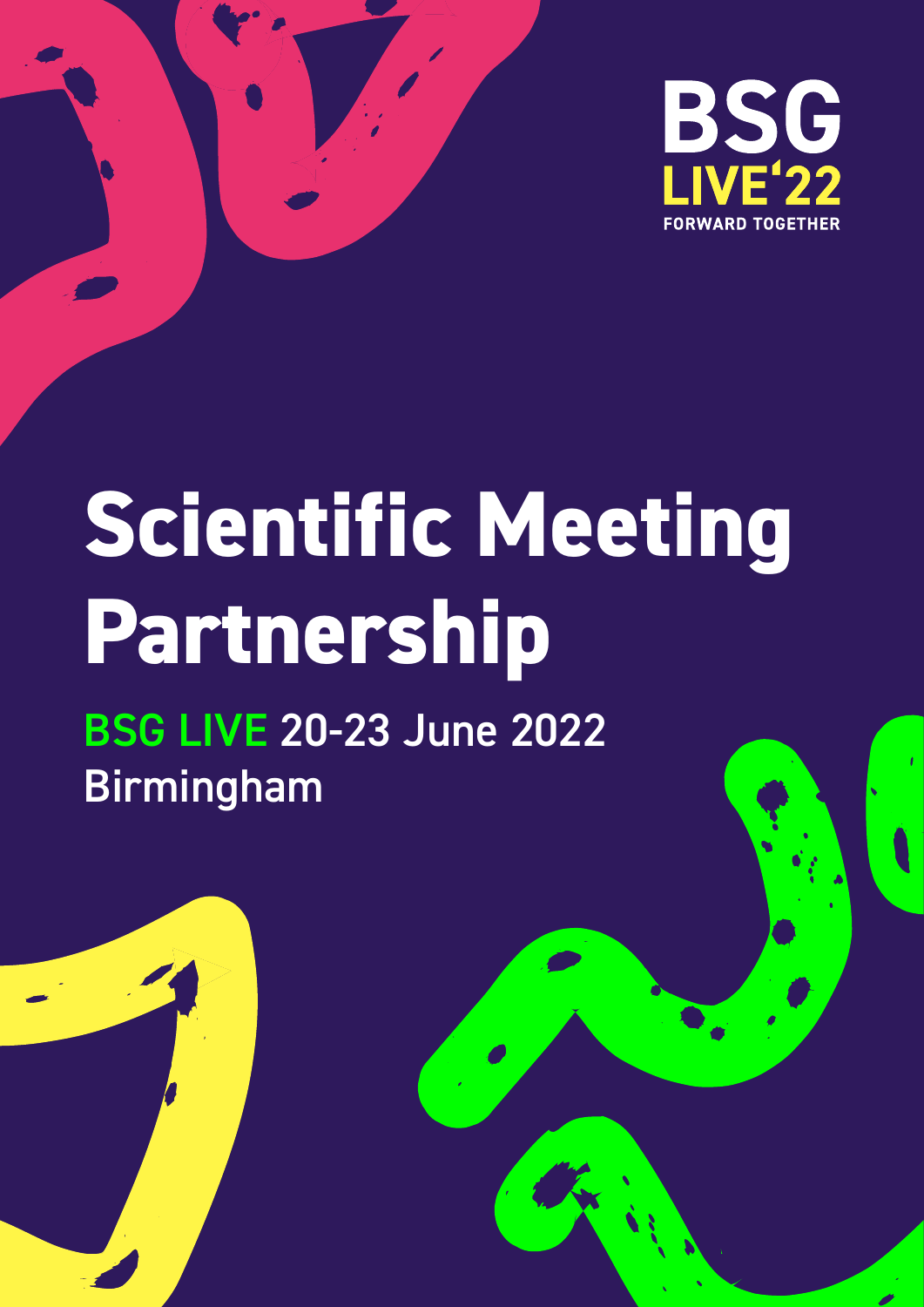BSG
LIVE'22
FORWARD TOGETHER

# Scientific Meeting Partnership

BSG LIVE 20-23 June 2022
Birmingham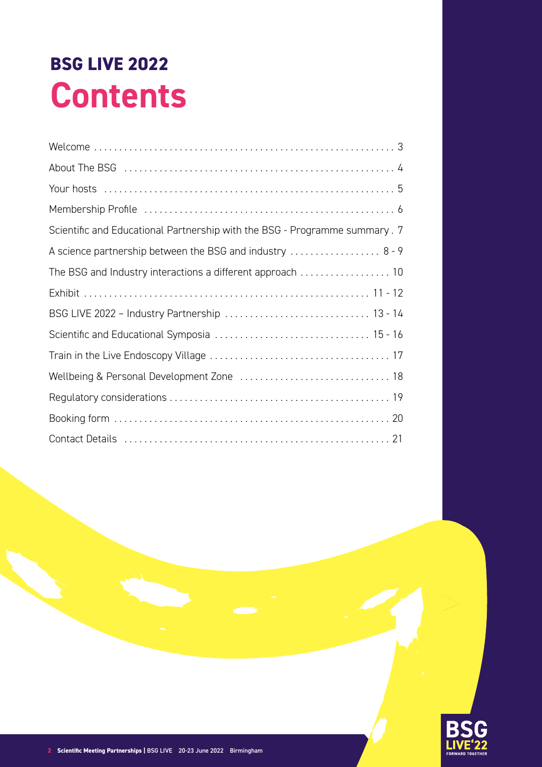## BSG LIVE 2022

# Contents

| | |
|---|---|
| Welcome | 3 |
| About The BSG | 4 |
| Your hosts | 5 |
| Membership Profile | 6 |
| Scientific and Educational Partnership with the BSG - Programme summary | 7 |
| A science partnership between the BSG and industry | 8 - 9 |
| The BSG and Industry interactions a different approach | 10 |
| Exhibit | 11 - 12 |
| BSG LIVE 2022 – Industry Partnership | 13 - 14 |
| Scientific and Educational Symposia | 15 - 16 |
| Train in the Live Endoscopy Village | 17 |
| Wellbeing & Personal Development Zone | 18 |
| Regulatory considerations | 19 |
| Booking form | 20 |
| Contact Details | 21 |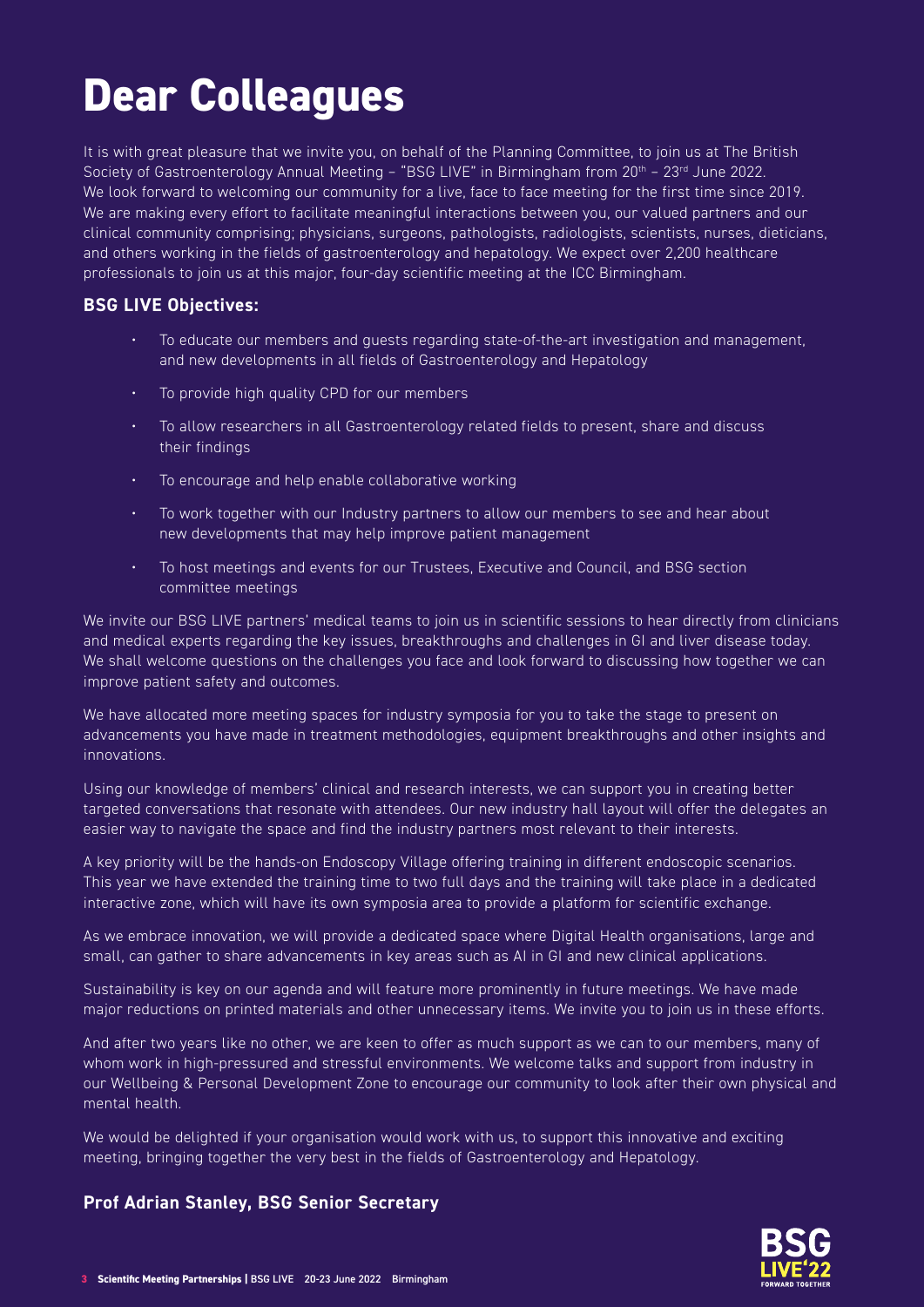# Dear Colleagues

It is with great pleasure that we invite you, on behalf of the Planning Committee, to join us at The British Society of Gastroenterology Annual Meeting – "BSG LIVE" in Birmingham from 20th – 23rd June 2022. We look forward to welcoming our community for a live, face to face meeting for the first time since 2019. We are making every effort to facilitate meaningful interactions between you, our valued partners and our clinical community comprising; physicians, surgeons, pathologists, radiologists, scientists, nurses, dieticians, and others working in the fields of gastroenterology and hepatology. We expect over 2,200 healthcare professionals to join us at this major, four-day scientific meeting at the ICC Birmingham.

**BSG LIVE Objectives:**

- To educate our members and guests regarding state-of-the-art investigation and management, and new developments in all fields of Gastroenterology and Hepatology
- To provide high quality CPD for our members
- To allow researchers in all Gastroenterology related fields to present, share and discuss their findings
- To encourage and help enable collaborative working
- To work together with our Industry partners to allow our members to see and hear about new developments that may help improve patient management
- To host meetings and events for our Trustees, Executive and Council, and BSG section committee meetings

We invite our BSG LIVE partners' medical teams to join us in scientific sessions to hear directly from clinicians and medical experts regarding the key issues, breakthroughs and challenges in GI and liver disease today. We shall welcome questions on the challenges you face and look forward to discussing how together we can improve patient safety and outcomes.

We have allocated more meeting spaces for industry symposia for you to take the stage to present on advancements you have made in treatment methodologies, equipment breakthroughs and other insights and innovations.

Using our knowledge of members' clinical and research interests, we can support you in creating better targeted conversations that resonate with attendees. Our new industry hall layout will offer the delegates an easier way to navigate the space and find the industry partners most relevant to their interests.

A key priority will be the hands-on Endoscopy Village offering training in different endoscopic scenarios. This year we have extended the training time to two full days and the training will take place in a dedicated interactive zone, which will have its own symposia area to provide a platform for scientific exchange.

As we embrace innovation, we will provide a dedicated space where Digital Health organisations, large and small, can gather to share advancements in key areas such as AI in GI and new clinical applications.

Sustainability is key on our agenda and will feature more prominently in future meetings. We have made major reductions on printed materials and other unnecessary items. We invite you to join us in these efforts.

And after two years like no other, we are keen to offer as much support as we can to our members, many of whom work in high-pressured and stressful environments. We welcome talks and support from industry in our Wellbeing & Personal Development Zone to encourage our community to look after their own physical and mental health.

We would be delighted if your organisation would work with us, to support this innovative and exciting meeting, bringing together the very best in the fields of Gastroenterology and Hepatology.

**Prof Adrian Stanley, BSG Senior Secretary**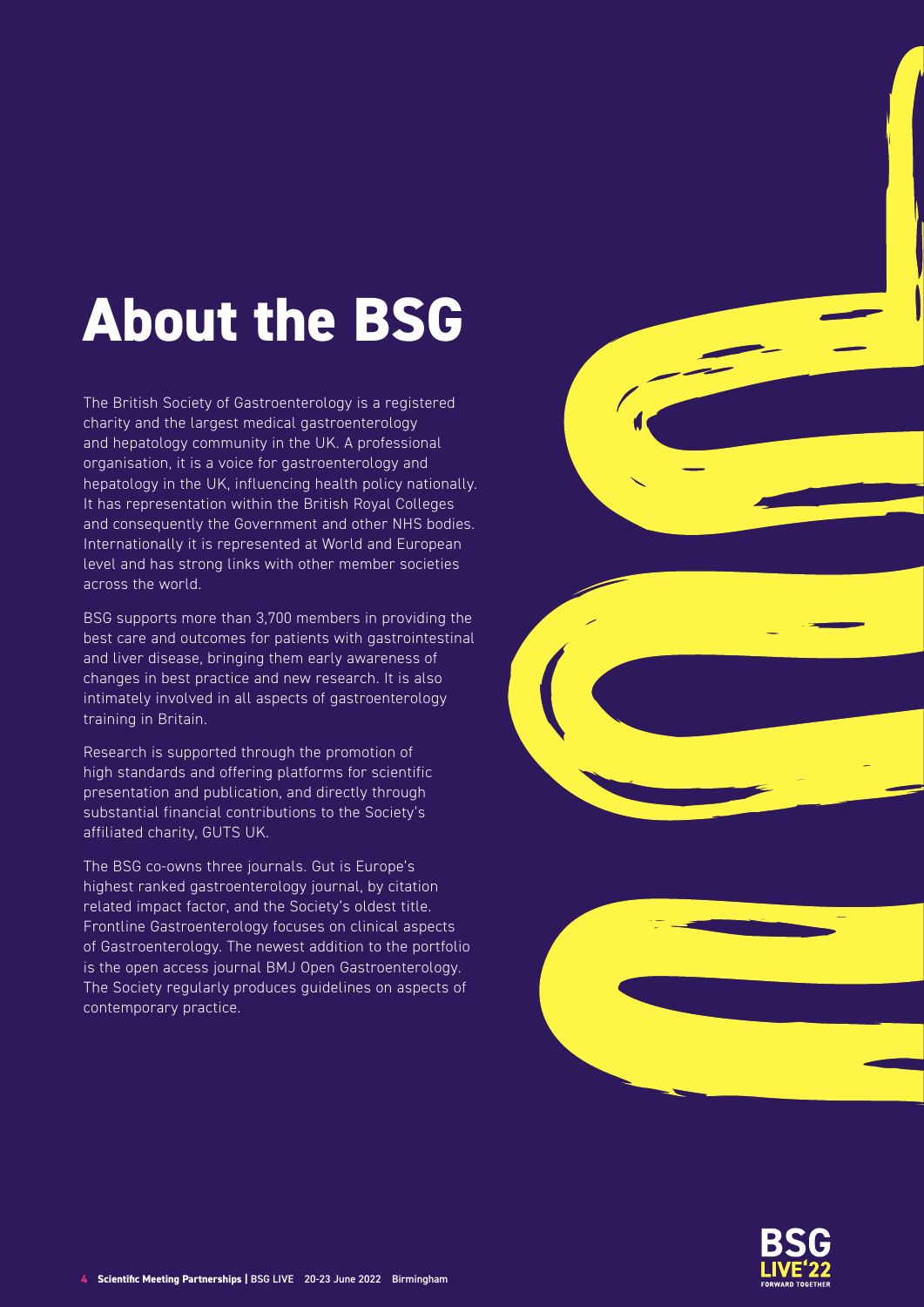# About the BSG

The British Society of Gastroenterology is a registered charity and the largest medical gastroenterology and hepatology community in the UK. A professional organisation, it is a voice for gastroenterology and hepatology in the UK, influencing health policy nationally. It has representation within the British Royal Colleges and consequently the Government and other NHS bodies. Internationally it is represented at World and European level and has strong links with other member societies across the world.

BSG supports more than 3,700 members in providing the best care and outcomes for patients with gastrointestinal and liver disease, bringing them early awareness of changes in best practice and new research. It is also intimately involved in all aspects of gastroenterology training in Britain.

Research is supported through the promotion of high standards and offering platforms for scientific presentation and publication, and directly through substantial financial contributions to the Society's affiliated charity, GUTS UK.

The BSG co-owns three journals. Gut is Europe's highest ranked gastroenterology journal, by citation related impact factor, and the Society's oldest title. Frontline Gastroenterology focuses on clinical aspects of Gastroenterology. The newest addition to the portfolio is the open access journal BMJ Open Gastroenterology. The Society regularly produces guidelines on aspects of contemporary practice.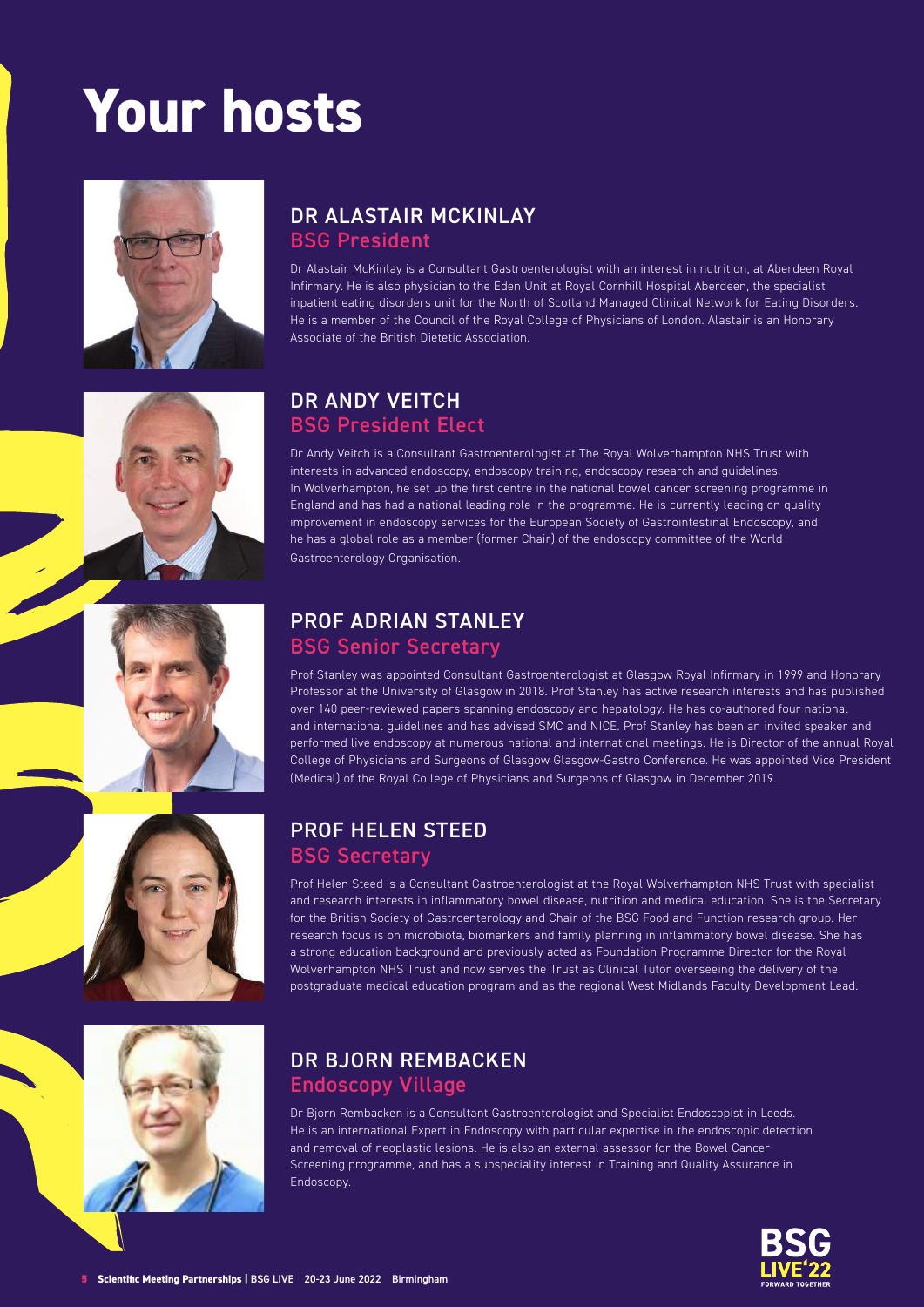# Your hosts

## DR ALASTAIR MCKINLAY
### BSG President

Dr Alastair McKinlay is a Consultant Gastroenterologist with an interest in nutrition, at Aberdeen Royal Infirmary. He is also physician to the Eden Unit at Royal Cornhill Hospital Aberdeen, the specialist inpatient eating disorders unit for the North of Scotland Managed Clinical Network for Eating Disorders. He is a member of the Council of the Royal College of Physicians of London. Alastair is an Honorary Associate of the British Dietetic Association.

## DR ANDY VEITCH
### BSG President Elect

Dr Andy Veitch is a Consultant Gastroenterologist at The Royal Wolverhampton NHS Trust with interests in advanced endoscopy, endoscopy training, endoscopy research and guidelines. In Wolverhampton, he set up the first centre in the national bowel cancer screening programme in England and has had a national leading role in the programme. He is currently leading on quality improvement in endoscopy services for the European Society of Gastrointestinal Endoscopy, and he has a global role as a member (former Chair) of the endoscopy committee of the World Gastroenterology Organisation.

## PROF ADRIAN STANLEY
### BSG Senior Secretary

Prof Stanley was appointed Consultant Gastroenterologist at Glasgow Royal Infirmary in 1999 and Honorary Professor at the University of Glasgow in 2018. Prof Stanley has active research interests and has published over 140 peer-reviewed papers spanning endoscopy and hepatology. He has co-authored four national and international guidelines and has advised SMC and NICE. Prof Stanley has been an invited speaker and performed live endoscopy at numerous national and international meetings. He is Director of the annual Royal College of Physicians and Surgeons of Glasgow Glasgow-Gastro Conference. He was appointed Vice President (Medical) of the Royal College of Physicians and Surgeons of Glasgow in December 2019.

## PROF HELEN STEED
### BSG Secretary

Prof Helen Steed is a Consultant Gastroenterologist at the Royal Wolverhampton NHS Trust with specialist and research interests in inflammatory bowel disease, nutrition and medical education. She is the Secretary for the British Society of Gastroenterology and Chair of the BSG Food and Function research group. Her research focus is on microbiota, biomarkers and family planning in inflammatory bowel disease. She has a strong education background and previously acted as Foundation Programme Director for the Royal Wolverhampton NHS Trust and now serves the Trust as Clinical Tutor overseeing the delivery of the postgraduate medical education program and as the regional West Midlands Faculty Development Lead.

## DR BJORN REMBACKEN
### Endoscopy Village

Dr Bjorn Rembacken is a Consultant Gastroenterologist and Specialist Endoscopist in Leeds. He is an international Expert in Endoscopy with particular expertise in the endoscopic detection and removal of neoplastic lesions. He is also an external assessor for the Bowel Cancer Screening programme, and has a subspeciality interest in Training and Quality Assurance in Endoscopy.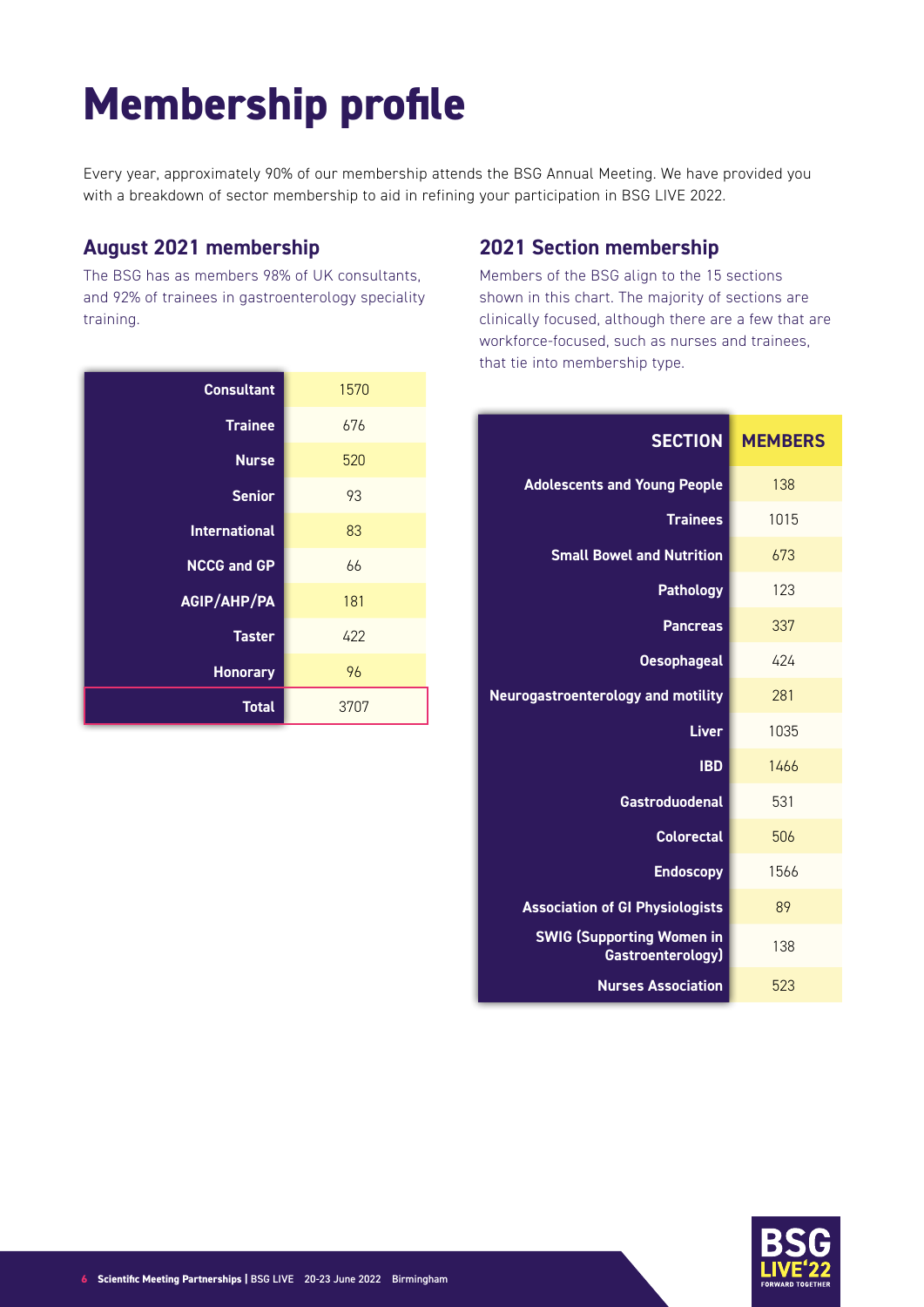# Membership profile

Every year, approximately 90% of our membership attends the BSG Annual Meeting. We have provided you with a breakdown of sector membership to aid in refining your participation in BSG LIVE 2022.

## August 2021 membership

The BSG has as members 98% of UK consultants, and 92% of trainees in gastroenterology speciality training.

| | |
|---|---|
| Consultant | 1570 |
| Trainee | 676 |
| Nurse | 520 |
| Senior | 93 |
| International | 83 |
| NCCG and GP | 66 |
| AGIP/AHP/PA | 181 |
| Taster | 422 |
| Honorary | 96 |
| **Total** | 3707 |

## 2021 Section membership

Members of the BSG align to the 15 sections shown in this chart. The majority of sections are clinically focused, although there are a few that are workforce-focused, such as nurses and trainees, that tie into membership type.

| SECTION | MEMBERS |
|---|---|
| Adolescents and Young People | 138 |
| Trainees | 1015 |
| Small Bowel and Nutrition | 673 |
| Pathology | 123 |
| Pancreas | 337 |
| Oesophageal | 424 |
| Neurogastroenterology and motility | 281 |
| Liver | 1035 |
| IBD | 1466 |
| Gastroduodenal | 531 |
| Colorectal | 506 |
| Endoscopy | 1566 |
| Association of GI Physiologists | 89 |
| SWIG (Supporting Women in Gastroenterology) | 138 |
| Nurses Association | 523 |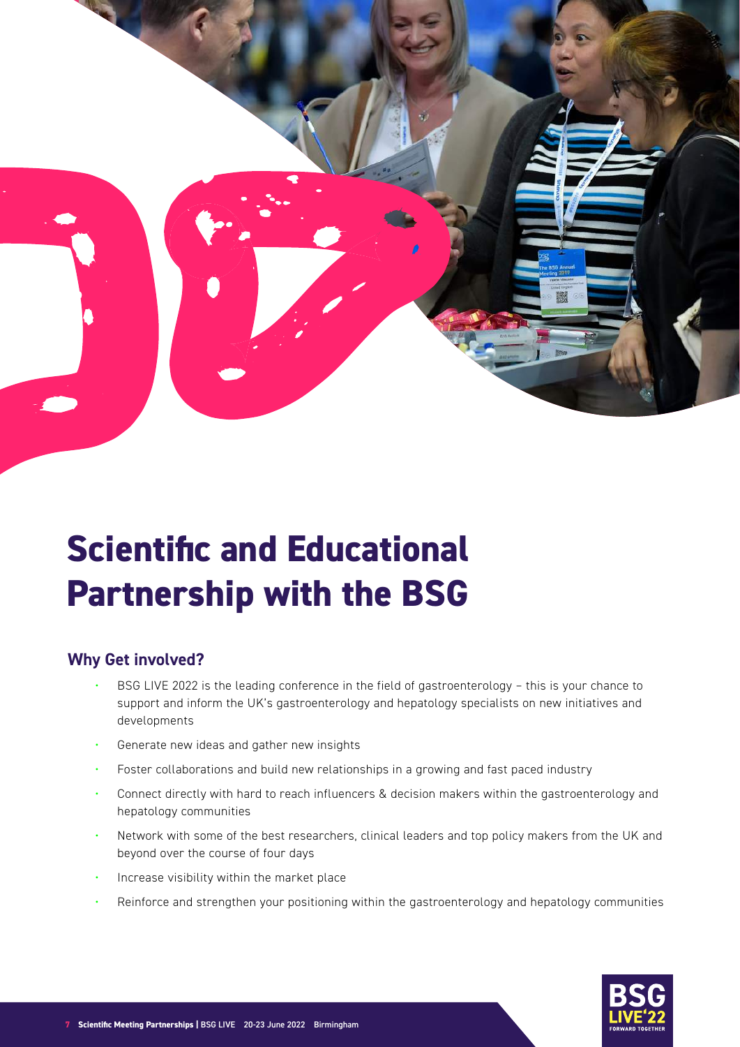# Scientific and Educational Partnership with the BSG

## Why Get involved?

- BSG LIVE 2022 is the leading conference in the field of gastroenterology – this is your chance to support and inform the UK's gastroenterology and hepatology specialists on new initiatives and developments
- Generate new ideas and gather new insights
- Foster collaborations and build new relationships in a growing and fast paced industry
- Connect directly with hard to reach influencers & decision makers within the gastroenterology and hepatology communities
- Network with some of the best researchers, clinical leaders and top policy makers from the UK and beyond over the course of four days
- Increase visibility within the market place
- Reinforce and strengthen your positioning within the gastroenterology and hepatology communities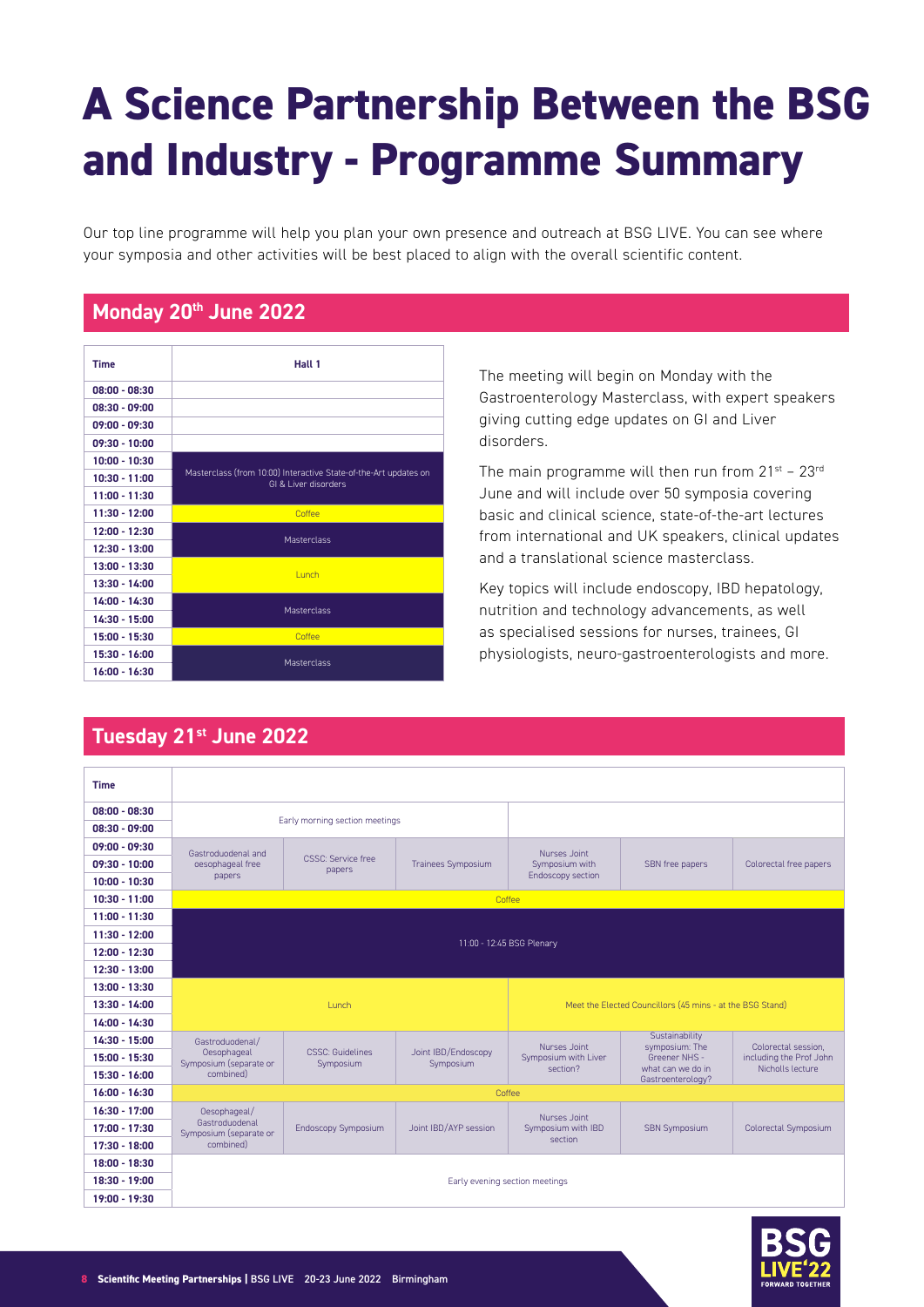# A Science Partnership Between the BSG and Industry - Programme Summary

Our top line programme will help you plan your own presence and outreach at BSG LIVE. You can see where your symposia and other activities will be best placed to align with the overall scientific content.

## Monday 20th June 2022

| Time | Hall 1 |
|---|---|
| 08:00 - 08:30 | |
| 08:30 - 09:00 | |
| 09:00 - 09:30 | |
| 09:30 - 10:00 | |
| 10:00 - 10:30 | Masterclass (from 10:00) Interactive State-of-the-Art updates on GI & Liver disorders |
| 10:30 - 11:00 | |
| 11:00 - 11:30 | |
| 11:30 - 12:00 | Coffee |
| 12:00 - 12:30 | Masterclass |
| 12:30 - 13:00 | |
| 13:00 - 13:30 | Lunch |
| 13:30 - 14:00 | |
| 14:00 - 14:30 | Masterclass |
| 14:30 - 15:00 | |
| 15:00 - 15:30 | Coffee |
| 15:30 - 16:00 | Masterclass |
| 16:00 - 16:30 | |

The meeting will begin on Monday with the Gastroenterology Masterclass, with expert speakers giving cutting edge updates on GI and Liver disorders.

The main programme will then run from 21st – 23rd June and will include over 50 symposia covering basic and clinical science, state-of-the-art lectures from international and UK speakers, clinical updates and a translational science masterclass.

Key topics will include endoscopy, IBD hepatology, nutrition and technology advancements, as well as specialised sessions for nurses, trainees, GI physiologists, neuro-gastroenterologists and more.

## Tuesday 21st June 2022

| Time | | | | | | |
|---|---|---|---|---|---|---|
| 08:00 - 08:30 | Early morning section meetings | | | | | |
| 08:30 - 09:00 | | | | | | |
| 09:00 - 09:30 | Gastroduodenal and oesophageal free papers | CSSC: Service free papers | Trainees Symposium | Nurses Joint Symposium with Endoscopy section | SBN free papers | Colorectal free papers |
| 09:30 - 10:00 | | | | | | |
| 10:00 - 10:30 | | | | | | |
| 10:30 - 11:00 | Coffee | | | | | |
| 11:00 - 11:30 | 11:00 - 12:45 BSG Plenary | | | | | |
| 11:30 - 12:00 | | | | | | |
| 12:00 - 12:30 | | | | | | |
| 12:30 - 13:00 | | | | | | |
| 13:00 - 13:30 | Lunch | | | Meet the Elected Councillors (45 mins - at the BSG Stand) | | |
| 13:30 - 14:00 | | | | | | |
| 14:00 - 14:30 | | | | | | |
| 14:30 - 15:00 | Gastroduodenal/ Oesophageal Symposium (separate or combined) | CSSC: Guidelines Symposium | Joint IBD/Endoscopy Symposium | Nurses Joint Symposium with Liver section? | Sustainability symposium: The Greener NHS - what can we do in Gastroenterology? | Colorectal session, including the Prof John Nicholls lecture |
| 15:00 - 15:30 | | | | | | |
| 15:30 - 16:00 | | | | | | |
| 16:00 - 16:30 | Coffee | | | | | |
| 16:30 - 17:00 | Oesophageal/ Gastroduodenal Symposium (separate or combined) | Endoscopy Symposium | Joint IBD/AYP session | Nurses Joint Symposium with IBD section | SBN Symposium | Colorectal Symposium |
| 17:00 - 17:30 | | | | | | |
| 17:30 - 18:00 | | | | | | |
| 18:00 - 18:30 | Early evening section meetings | | | | | |
| 18:30 - 19:00 | | | | | | |
| 19:00 - 19:30 | | | | | | |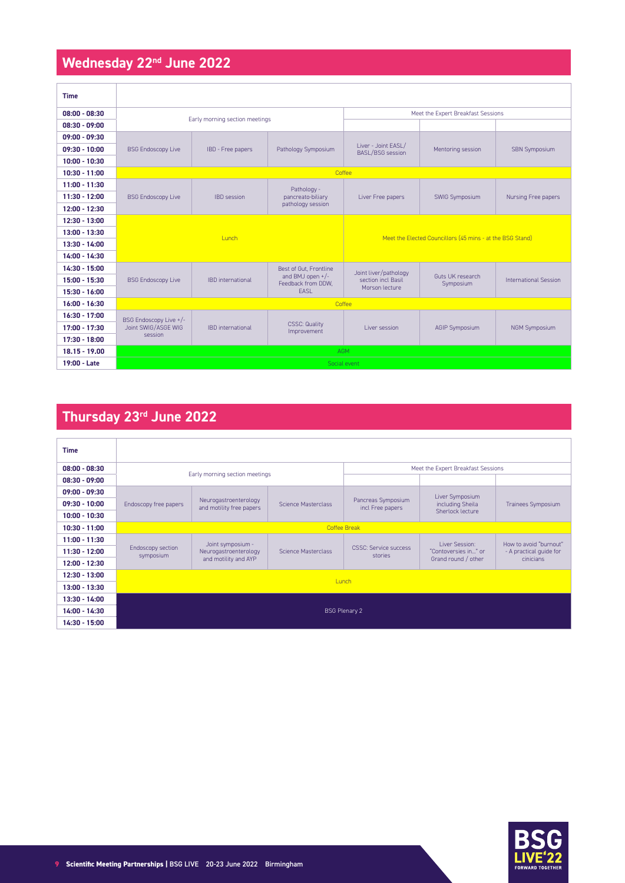## Wednesday 22nd June 2022

| Time | | | | | | |
|---|---|---|---|---|---|---|
| 08:00 - 08:30 | Early morning section meetings | | | Meet the Expert Breakfast Sessions | | |
| 08:30 - 09:00 | | | | | | |
| 09:00 - 09:30 | BSG Endoscopy Live | IBD - Free papers | Pathology Symposium | Liver - Joint EASL/ BASL/BSG session | Mentoring session | SBN Symposium |
| 09:30 - 10:00 | | | | | | |
| 10:00 - 10:30 | | | | | | |
| 10:30 - 11:00 | Coffee | | | | | |
| 11:00 - 11:30 | BSG Endoscopy Live | IBD session | Pathology - pancreato-biliary pathology session | Liver Free papers | SWIG Symposium | Nursing Free papers |
| 11:30 - 12:00 | | | | | | |
| 12:00 - 12:30 | | | | | | |
| 12:30 - 13:00 | Lunch | | | Meet the Elected Councillors (45 mins - at the BSG Stand) | | |
| 13:00 - 13:30 | | | | | | |
| 13:30 - 14:00 | | | | | | |
| 14:00 - 14:30 | | | | | | |
| 14:30 - 15:00 | BSG Endoscopy Live | IBD international | Best of Gut, Frontline and BMJ open +/- Feedback from DDW, EASL | Joint liver/pathology section incl Basil Morson lecture | Guts UK research Symposium | International Session |
| 15:00 - 15:30 | | | | | | |
| 15:30 - 16:00 | | | | | | |
| 16:00 - 16:30 | Coffee | | | | | |
| 16:30 - 17:00 | BSG Endoscopy Live +/- Joint SWIG/ASGE WIG session | IBD international | CSSC: Quality Improvement | Liver session | AGIP Symposium | NGM Symposium |
| 17:00 - 17:30 | | | | | | |
| 17:30 - 18:00 | | | | | | |
| 18.15 - 19.00 | AGM | | | | | |
| 19:00 - Late | Social event | | | | | |

## Thursday 23rd June 2022

| Time | | | | | | |
|---|---|---|---|---|---|---|
| 08:00 - 08:30 | Early morning section meetings | | | Meet the Expert Breakfast Sessions | | |
| 08:30 - 09:00 | | | | | | |
| 09:00 - 09:30 | Endoscopy free papers | Neurogastroenterology and motility free papers | Science Masterclass | Pancreas Symposium incl Free papers | Liver Symposium including Sheila Sherlock lecture | Trainees Symposium |
| 09:30 - 10:00 | | | | | | |
| 10:00 - 10:30 | | | | | | |
| 10:30 - 11:00 | Coffee Break | | | | | |
| 11:00 - 11:30 | Endoscopy section symposium | Joint symposium - Neurogastroenterology and motility and AYP | Science Masterclass | CSSC: Service success stories | Liver Session: "Contoversies in…" or Grand round / other | How to avoid "burnout" - A practical guide for cinicians |
| 11:30 - 12:00 | | | | | | |
| 12:00 - 12:30 | | | | | | |
| 12:30 - 13:00 | Lunch | | | | | |
| 13:00 - 13:30 | | | | | | |
| 13:30 - 14:00 | BSG Plenary 2 | | | | | |
| 14:00 - 14:30 | | | | | | |
| 14:30 - 15:00 | | | | | | |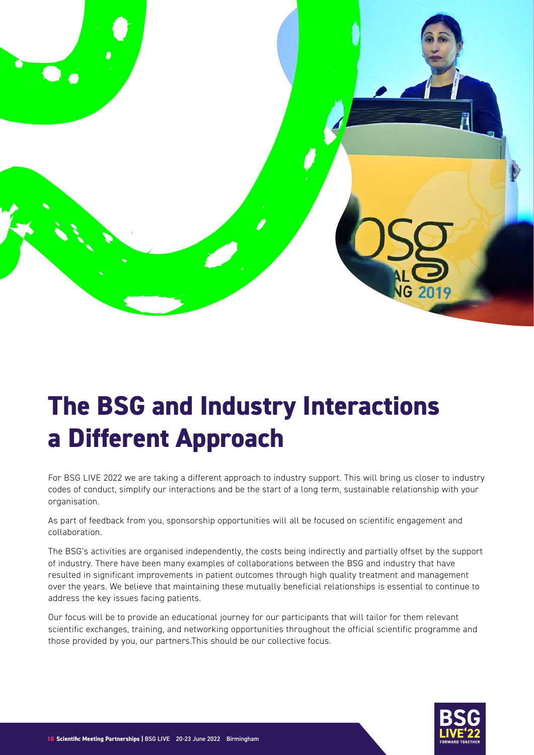# The BSG and Industry Interactions a Different Approach

For BSG LIVE 2022 we are taking a different approach to industry support. This will bring us closer to industry codes of conduct, simplify our interactions and be the start of a long term, sustainable relationship with your organisation.

As part of feedback from you, sponsorship opportunities will all be focused on scientific engagement and collaboration.

The BSG's activities are organised independently, the costs being indirectly and partially offset by the support of industry. There have been many examples of collaborations between the BSG and industry that have resulted in significant improvements in patient outcomes through high quality treatment and management over the years. We believe that maintaining these mutually beneficial relationships is essential to continue to address the key issues facing patients.

Our focus will be to provide an educational journey for our participants that will tailor for them relevant scientific exchanges, training, and networking opportunities throughout the official scientific programme and those provided by you, our partners.This should be our collective focus.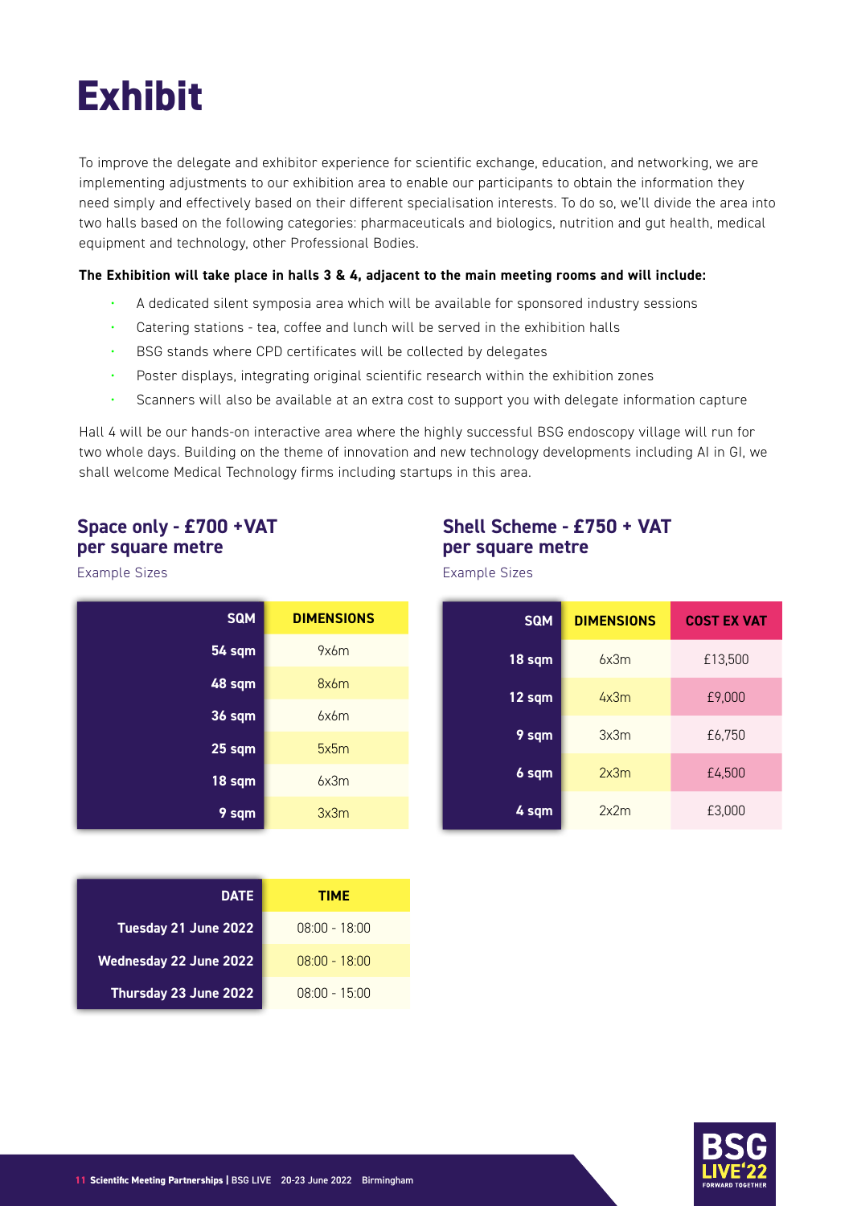# Exhibit

To improve the delegate and exhibitor experience for scientific exchange, education, and networking, we are implementing adjustments to our exhibition area to enable our participants to obtain the information they need simply and effectively based on their different specialisation interests. To do so, we'll divide the area into two halls based on the following categories: pharmaceuticals and biologics, nutrition and gut health, medical equipment and technology, other Professional Bodies.

**The Exhibition will take place in halls 3 & 4, adjacent to the main meeting rooms and will include:**

- A dedicated silent symposia area which will be available for sponsored industry sessions
- Catering stations - tea, coffee and lunch will be served in the exhibition halls
- BSG stands where CPD certificates will be collected by delegates
- Poster displays, integrating original scientific research within the exhibition zones
- Scanners will also be available at an extra cost to support you with delegate information capture

Hall 4 will be our hands-on interactive area where the highly successful BSG endoscopy village will run for two whole days. Building on the theme of innovation and new technology developments including AI in GI, we shall welcome Medical Technology firms including startups in this area.

## Space only - £700 +VAT per square metre

Example Sizes

| SQM | DIMENSIONS |
|---|---|
| 54 sqm | 9x6m |
| 48 sqm | 8x6m |
| 36 sqm | 6x6m |
| 25 sqm | 5x5m |
| 18 sqm | 6x3m |
| 9 sqm | 3x3m |

## Shell Scheme - £750 + VAT per square metre

Example Sizes

| SQM | DIMENSIONS | COST EX VAT |
|---|---|---|
| 18 sqm | 6x3m | £13,500 |
| 12 sqm | 4x3m | £9,000 |
| 9 sqm | 3x3m | £6,750 |
| 6 sqm | 2x3m | £4,500 |
| 4 sqm | 2x2m | £3,000 |

| DATE | TIME |
|---|---|
| Tuesday 21 June 2022 | 08:00 - 18:00 |
| Wednesday 22 June 2022 | 08:00 - 18:00 |
| Thursday 23 June 2022 | 08:00 - 15:00 |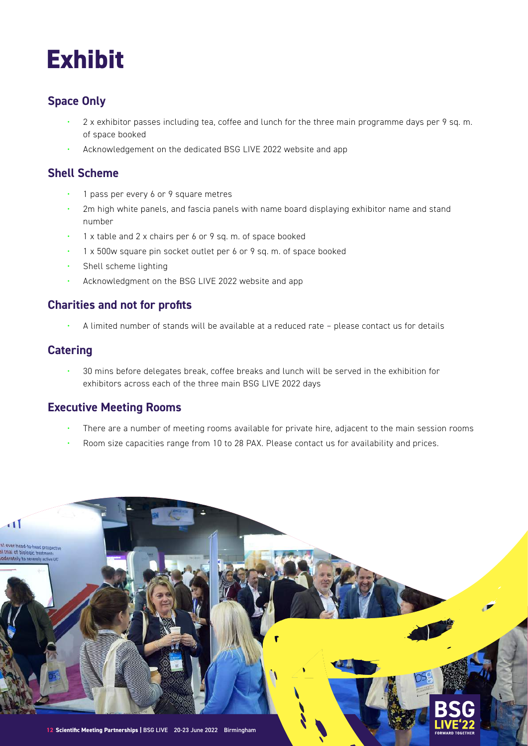# Exhibit

## Space Only

- 2 x exhibitor passes including tea, coffee and lunch for the three main programme days per 9 sq. m. of space booked
- Acknowledgement on the dedicated BSG LIVE 2022 website and app

## Shell Scheme

- 1 pass per every 6 or 9 square metres
- 2m high white panels, and fascia panels with name board displaying exhibitor name and stand number
- 1 x table and 2 x chairs per 6 or 9 sq. m. of space booked
- 1 x 500w square pin socket outlet per 6 or 9 sq. m. of space booked
- Shell scheme lighting
- Acknowledgment on the BSG LIVE 2022 website and app

## Charities and not for profits

- A limited number of stands will be available at a reduced rate – please contact us for details

## Catering

- 30 mins before delegates break, coffee breaks and lunch will be served in the exhibition for exhibitors across each of the three main BSG LIVE 2022 days

## Executive Meeting Rooms

- There are a number of meeting rooms available for private hire, adjacent to the main session rooms
- Room size capacities range from 10 to 28 PAX. Please contact us for availability and prices.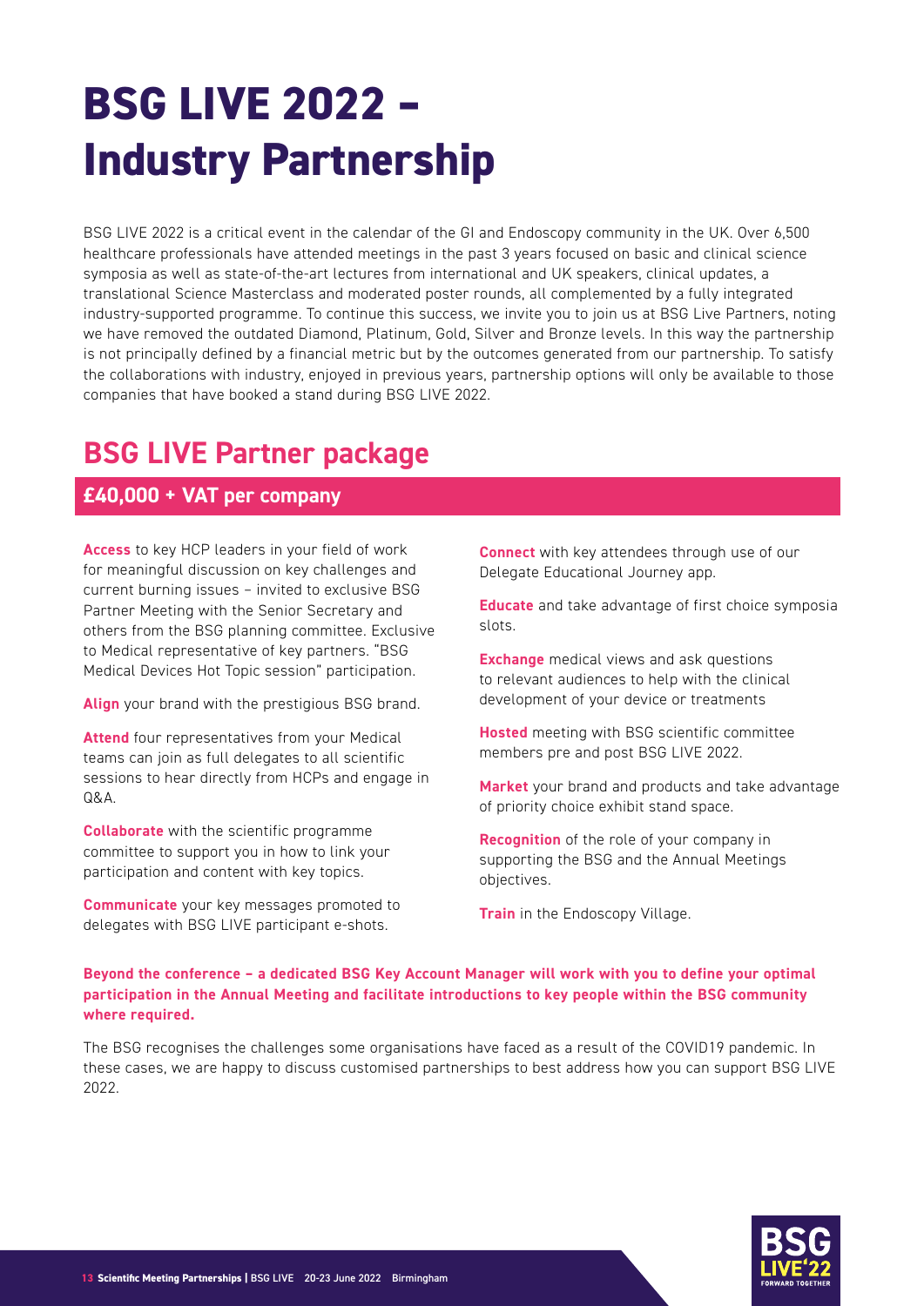# BSG LIVE 2022 – Industry Partnership

BSG LIVE 2022 is a critical event in the calendar of the GI and Endoscopy community in the UK. Over 6,500 healthcare professionals have attended meetings in the past 3 years focused on basic and clinical science symposia as well as state-of-the-art lectures from international and UK speakers, clinical updates, a translational Science Masterclass and moderated poster rounds, all complemented by a fully integrated industry-supported programme. To continue this success, we invite you to join us at BSG Live Partners, noting we have removed the outdated Diamond, Platinum, Gold, Silver and Bronze levels. In this way the partnership is not principally defined by a financial metric but by the outcomes generated from our partnership. To satisfy the collaborations with industry, enjoyed in previous years, partnership options will only be available to those companies that have booked a stand during BSG LIVE 2022.

## BSG LIVE Partner package

### £40,000 + VAT per company

**Access** to key HCP leaders in your field of work for meaningful discussion on key challenges and current burning issues – invited to exclusive BSG Partner Meeting with the Senior Secretary and others from the BSG planning committee. Exclusive to Medical representative of key partners. "BSG Medical Devices Hot Topic session" participation.

**Align** your brand with the prestigious BSG brand.

**Attend** four representatives from your Medical teams can join as full delegates to all scientific sessions to hear directly from HCPs and engage in Q&A.

**Collaborate** with the scientific programme committee to support you in how to link your participation and content with key topics.

**Communicate** your key messages promoted to delegates with BSG LIVE participant e-shots.

**Connect** with key attendees through use of our Delegate Educational Journey app.

**Educate** and take advantage of first choice symposia slots.

**Exchange** medical views and ask questions to relevant audiences to help with the clinical development of your device or treatments

**Hosted** meeting with BSG scientific committee members pre and post BSG LIVE 2022.

**Market** your brand and products and take advantage of priority choice exhibit stand space.

**Recognition** of the role of your company in supporting the BSG and the Annual Meetings objectives.

**Train** in the Endoscopy Village.

**Beyond the conference – a dedicated BSG Key Account Manager will work with you to define your optimal participation in the Annual Meeting and facilitate introductions to key people within the BSG community where required.**

The BSG recognises the challenges some organisations have faced as a result of the COVID19 pandemic. In these cases, we are happy to discuss customised partnerships to best address how you can support BSG LIVE 2022.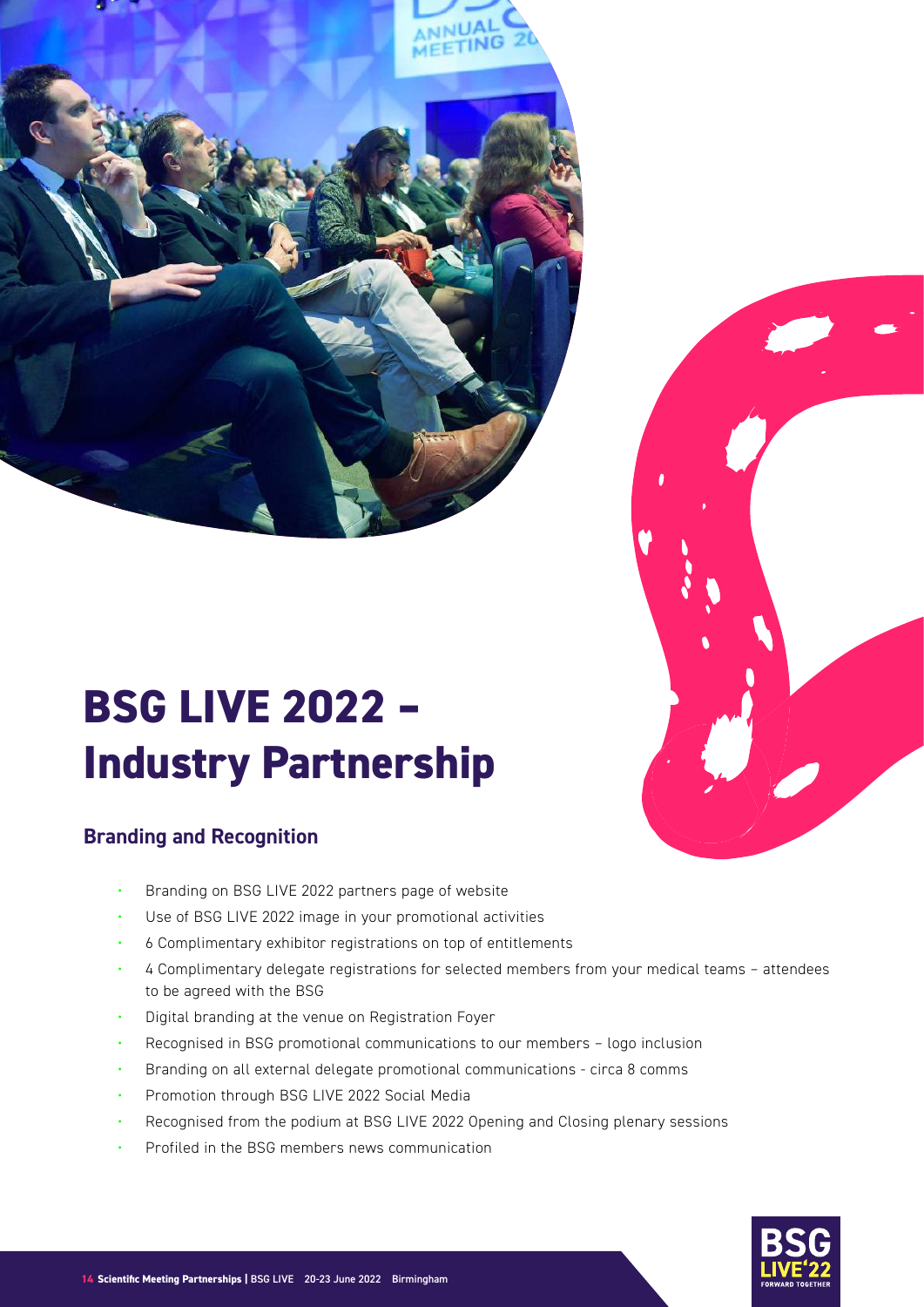# BSG LIVE 2022 – Industry Partnership

## Branding and Recognition

- Branding on BSG LIVE 2022 partners page of website
- Use of BSG LIVE 2022 image in your promotional activities
- 6 Complimentary exhibitor registrations on top of entitlements
- 4 Complimentary delegate registrations for selected members from your medical teams – attendees to be agreed with the BSG
- Digital branding at the venue on Registration Foyer
- Recognised in BSG promotional communications to our members – logo inclusion
- Branding on all external delegate promotional communications - circa 8 comms
- Promotion through BSG LIVE 2022 Social Media
- Recognised from the podium at BSG LIVE 2022 Opening and Closing plenary sessions
- Profiled in the BSG members news communication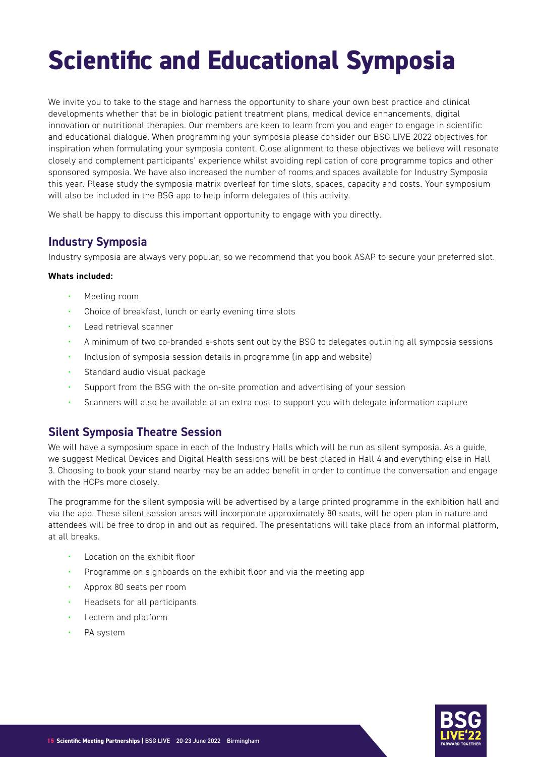# Scientific and Educational Symposia

We invite you to take to the stage and harness the opportunity to share your own best practice and clinical developments whether that be in biologic patient treatment plans, medical device enhancements, digital innovation or nutritional therapies. Our members are keen to learn from you and eager to engage in scientific and educational dialogue. When programming your symposia please consider our BSG LIVE 2022 objectives for inspiration when formulating your symposia content. Close alignment to these objectives we believe will resonate closely and complement participants' experience whilst avoiding replication of core programme topics and other sponsored symposia. We have also increased the number of rooms and spaces available for Industry Symposia this year. Please study the symposia matrix overleaf for time slots, spaces, capacity and costs. Your symposium will also be included in the BSG app to help inform delegates of this activity.

We shall be happy to discuss this important opportunity to engage with you directly.

## Industry Symposia

Industry symposia are always very popular, so we recommend that you book ASAP to secure your preferred slot.

**Whats included:**

- Meeting room
- Choice of breakfast, lunch or early evening time slots
- Lead retrieval scanner
- A minimum of two co-branded e-shots sent out by the BSG to delegates outlining all symposia sessions
- Inclusion of symposia session details in programme (in app and website)
- Standard audio visual package
- Support from the BSG with the on-site promotion and advertising of your session
- Scanners will also be available at an extra cost to support you with delegate information capture

## Silent Symposia Theatre Session

We will have a symposium space in each of the Industry Halls which will be run as silent symposia. As a guide, we suggest Medical Devices and Digital Health sessions will be best placed in Hall 4 and everything else in Hall 3. Choosing to book your stand nearby may be an added benefit in order to continue the conversation and engage with the HCPs more closely.

The programme for the silent symposia will be advertised by a large printed programme in the exhibition hall and via the app. These silent session areas will incorporate approximately 80 seats, will be open plan in nature and attendees will be free to drop in and out as required. The presentations will take place from an informal platform, at all breaks.

- Location on the exhibit floor
- Programme on signboards on the exhibit floor and via the meeting app
- Approx 80 seats per room
- Headsets for all participants
- Lectern and platform
- PA system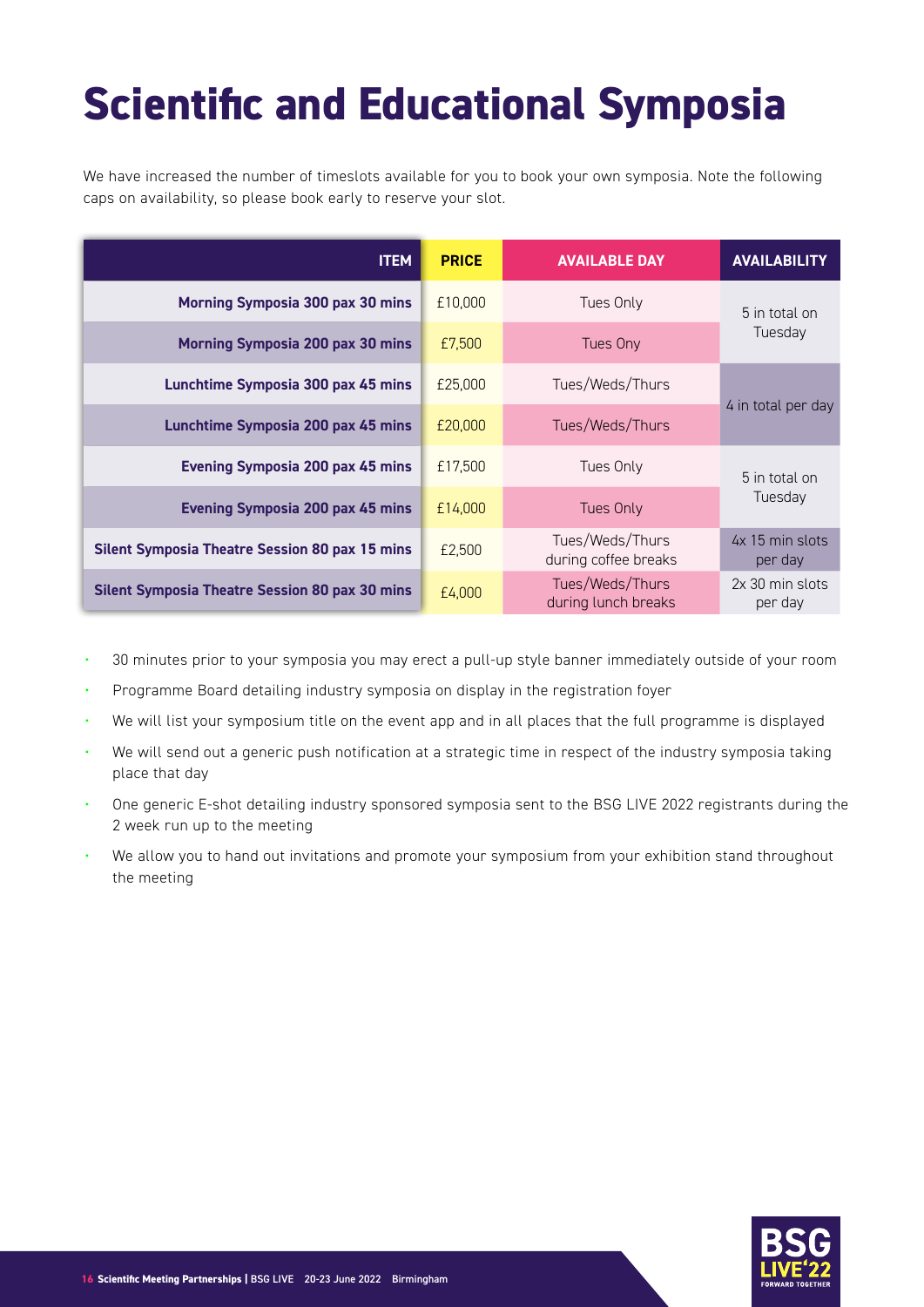# Scientific and Educational Symposia

We have increased the number of timeslots available for you to book your own symposia. Note the following caps on availability, so please book early to reserve your slot.

| ITEM | PRICE | AVAILABLE DAY | AVAILABILITY |
|---|---|---|---|
| **Morning Symposia 300 pax 30 mins** | £10,000 | Tues Only | 5 in total on Tuesday |
| **Morning Symposia 200 pax 30 mins** | £7,500 | Tues Ony | |
| **Lunchtime Symposia 300 pax 45 mins** | £25,000 | Tues/Weds/Thurs | 4 in total per day |
| **Lunchtime Symposia 200 pax 45 mins** | £20,000 | Tues/Weds/Thurs | |
| **Evening Symposia 200 pax 45 mins** | £17,500 | Tues Only | 5 in total on Tuesday |
| **Evening Symposia 200 pax 45 mins** | £14,000 | Tues Only | |
| **Silent Symposia Theatre Session 80 pax 15 mins** | £2,500 | Tues/Weds/Thurs during coffee breaks | 4x 15 min slots per day |
| **Silent Symposia Theatre Session 80 pax 30 mins** | £4,000 | Tues/Weds/Thurs during lunch breaks | 2x 30 min slots per day |

- 30 minutes prior to your symposia you may erect a pull-up style banner immediately outside of your room
- Programme Board detailing industry symposia on display in the registration foyer
- We will list your symposium title on the event app and in all places that the full programme is displayed
- We will send out a generic push notification at a strategic time in respect of the industry symposia taking place that day
- One generic E-shot detailing industry sponsored symposia sent to the BSG LIVE 2022 registrants during the 2 week run up to the meeting
- We allow you to hand out invitations and promote your symposium from your exhibition stand throughout the meeting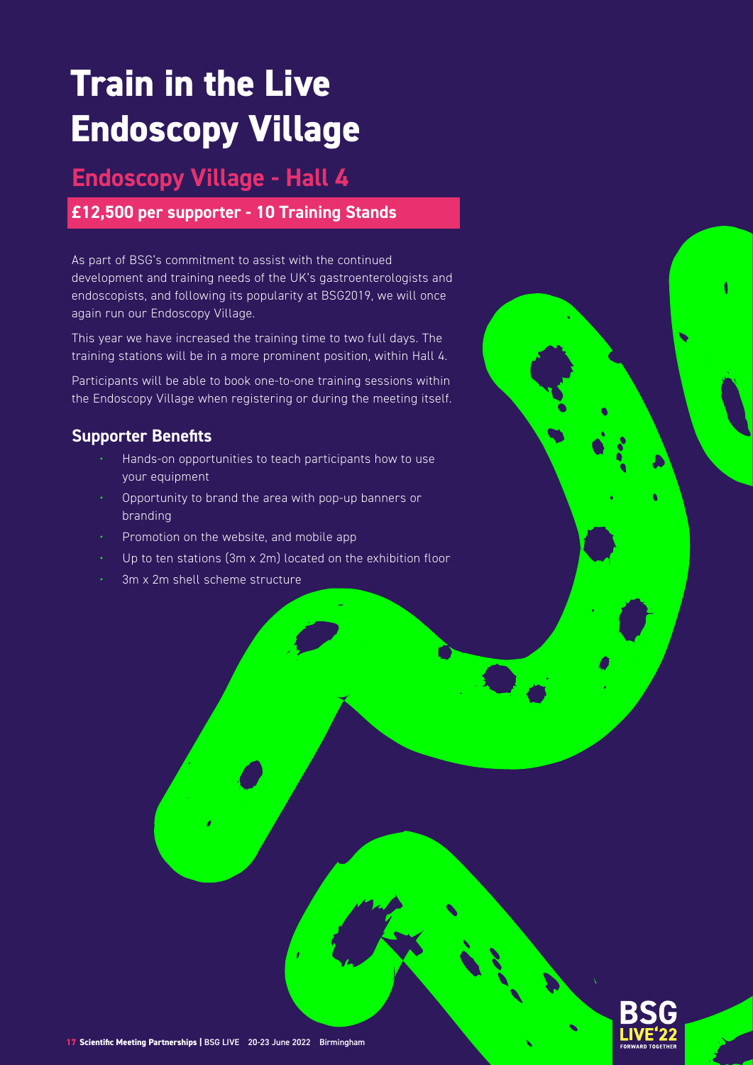# Train in the Live Endoscopy Village

## Endoscopy Village - Hall 4

**£12,500 per supporter - 10 Training Stands**

As part of BSG's commitment to assist with the continued development and training needs of the UK's gastroenterologists and endoscopists, and following its popularity at BSG2019, we will once again run our Endoscopy Village.

This year we have increased the training time to two full days. The training stations will be in a more prominent position, within Hall 4.

Participants will be able to book one-to-one training sessions within the Endoscopy Village when registering or during the meeting itself.

### Supporter Benefits

- Hands-on opportunities to teach participants how to use your equipment
- Opportunity to brand the area with pop-up banners or branding
- Promotion on the website, and mobile app
- Up to ten stations (3m x 2m) located on the exhibition floor
- 3m x 2m shell scheme structure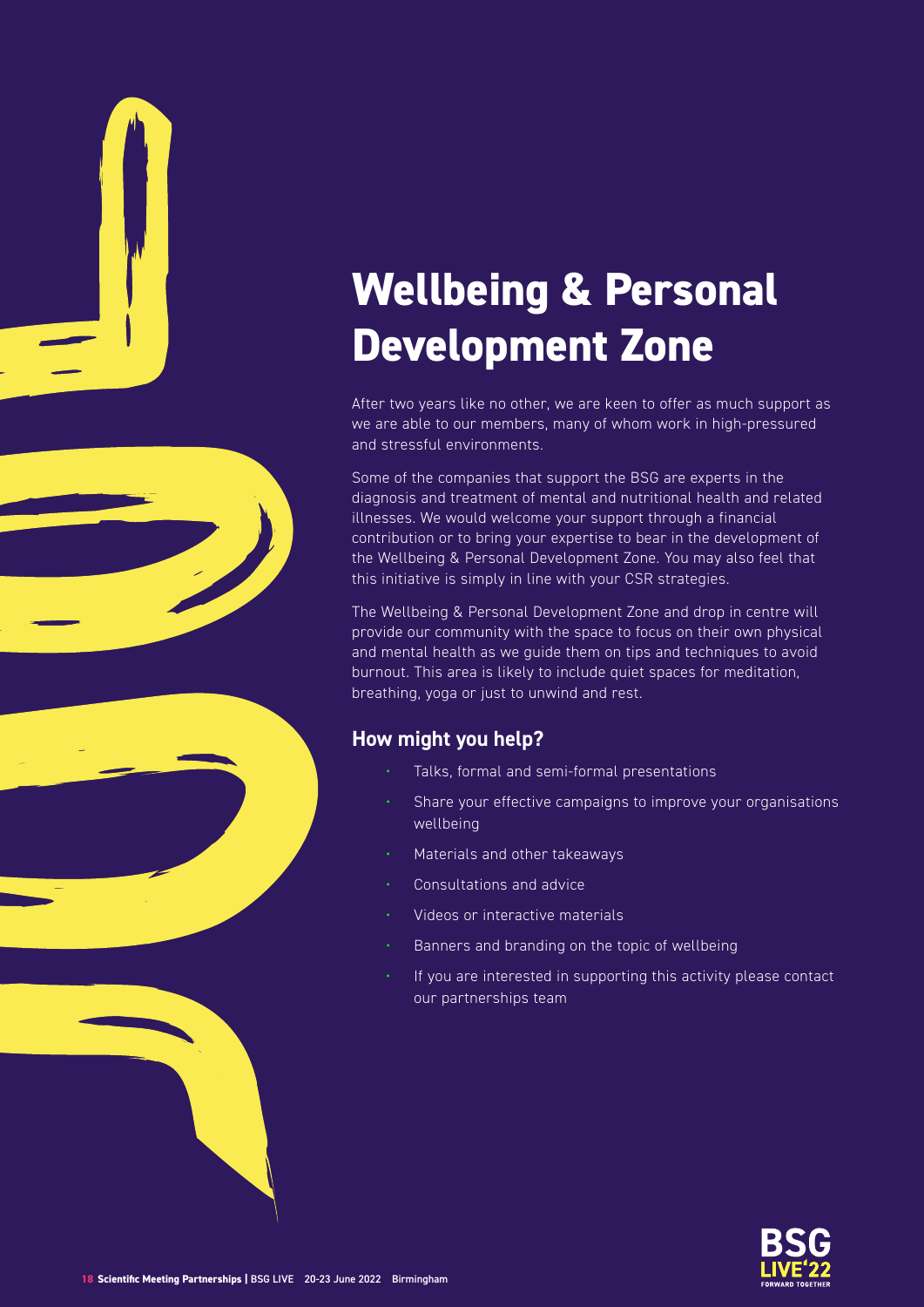# Wellbeing & Personal Development Zone

After two years like no other, we are keen to offer as much support as we are able to our members, many of whom work in high-pressured and stressful environments.

Some of the companies that support the BSG are experts in the diagnosis and treatment of mental and nutritional health and related illnesses. We would welcome your support through a financial contribution or to bring your expertise to bear in the development of the Wellbeing & Personal Development Zone. You may also feel that this initiative is simply in line with your CSR strategies.

The Wellbeing & Personal Development Zone and drop in centre will provide our community with the space to focus on their own physical and mental health as we guide them on tips and techniques to avoid burnout. This area is likely to include quiet spaces for meditation, breathing, yoga or just to unwind and rest.

## How might you help?

- Talks, formal and semi-formal presentations
- Share your effective campaigns to improve your organisations wellbeing
- Materials and other takeaways
- Consultations and advice
- Videos or interactive materials
- Banners and branding on the topic of wellbeing
- If you are interested in supporting this activity please contact our partnerships team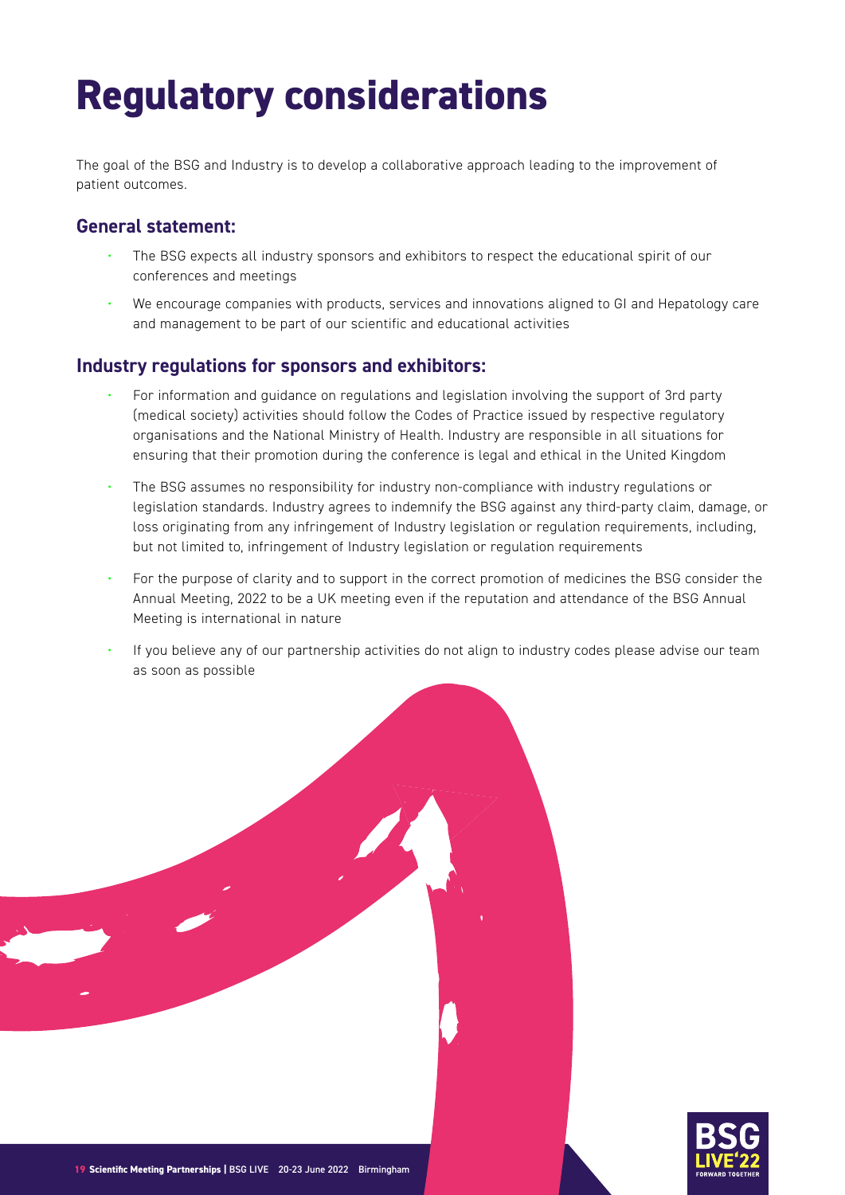# Regulatory considerations

The goal of the BSG and Industry is to develop a collaborative approach leading to the improvement of patient outcomes.

## General statement:

- The BSG expects all industry sponsors and exhibitors to respect the educational spirit of our conferences and meetings
- We encourage companies with products, services and innovations aligned to GI and Hepatology care and management to be part of our scientific and educational activities

## Industry regulations for sponsors and exhibitors:

- For information and guidance on regulations and legislation involving the support of 3rd party (medical society) activities should follow the Codes of Practice issued by respective regulatory organisations and the National Ministry of Health. Industry are responsible in all situations for ensuring that their promotion during the conference is legal and ethical in the United Kingdom
- The BSG assumes no responsibility for industry non-compliance with industry regulations or legislation standards. Industry agrees to indemnify the BSG against any third-party claim, damage, or loss originating from any infringement of Industry legislation or regulation requirements, including, but not limited to, infringement of Industry legislation or regulation requirements
- For the purpose of clarity and to support in the correct promotion of medicines the BSG consider the Annual Meeting, 2022 to be a UK meeting even if the reputation and attendance of the BSG Annual Meeting is international in nature
- If you believe any of our partnership activities do not align to industry codes please advise our team as soon as possible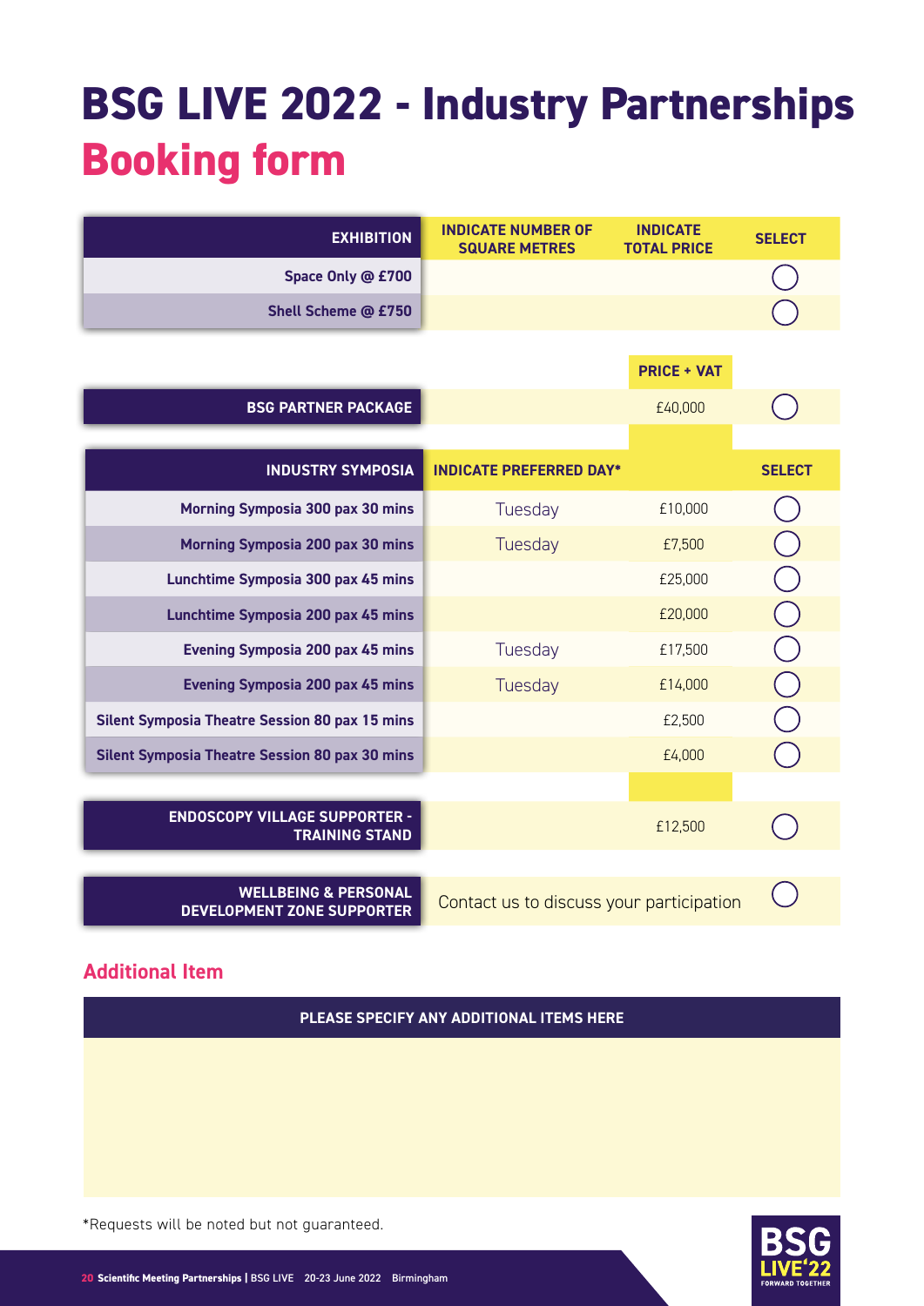# BSG LIVE 2022 - Industry Partnerships

## Booking form

| EXHIBITION | INDICATE NUMBER OF SQUARE METRES | INDICATE TOTAL PRICE | SELECT |
|---|---|---|---|
| Space Only @ £700 | | | ◯ |
| Shell Scheme @ £750 | | | ◯ |

| | | PRICE + VAT | |
|---|---|---|---|
| BSG PARTNER PACKAGE | | £40,000 | ◯ |

| INDUSTRY SYMPOSIA | INDICATE PREFERRED DAY* | | SELECT |
|---|---|---|---|
| Morning Symposia 300 pax 30 mins | Tuesday | £10,000 | ◯ |
| Morning Symposia 200 pax 30 mins | Tuesday | £7,500 | ◯ |
| Lunchtime Symposia 300 pax 45 mins | | £25,000 | ◯ |
| Lunchtime Symposia 200 pax 45 mins | | £20,000 | ◯ |
| Evening Symposia 200 pax 45 mins | Tuesday | £17,500 | ◯ |
| Evening Symposia 200 pax 45 mins | Tuesday | £14,000 | ◯ |
| Silent Symposia Theatre Session 80 pax 15 mins | | £2,500 | ◯ |
| Silent Symposia Theatre Session 80 pax 30 mins | | £4,000 | ◯ |

| | | | |
|---|---|---|---|
| ENDOSCOPY VILLAGE SUPPORTER - TRAINING STAND | | £12,500 | ◯ |
| WELLBEING & PERSONAL DEVELOPMENT ZONE SUPPORTER | Contact us to discuss your participation | | ◯ |

### Additional Item

| PLEASE SPECIFY ANY ADDITIONAL ITEMS HERE |
|---|
| |

*Requests will be noted but not guaranteed.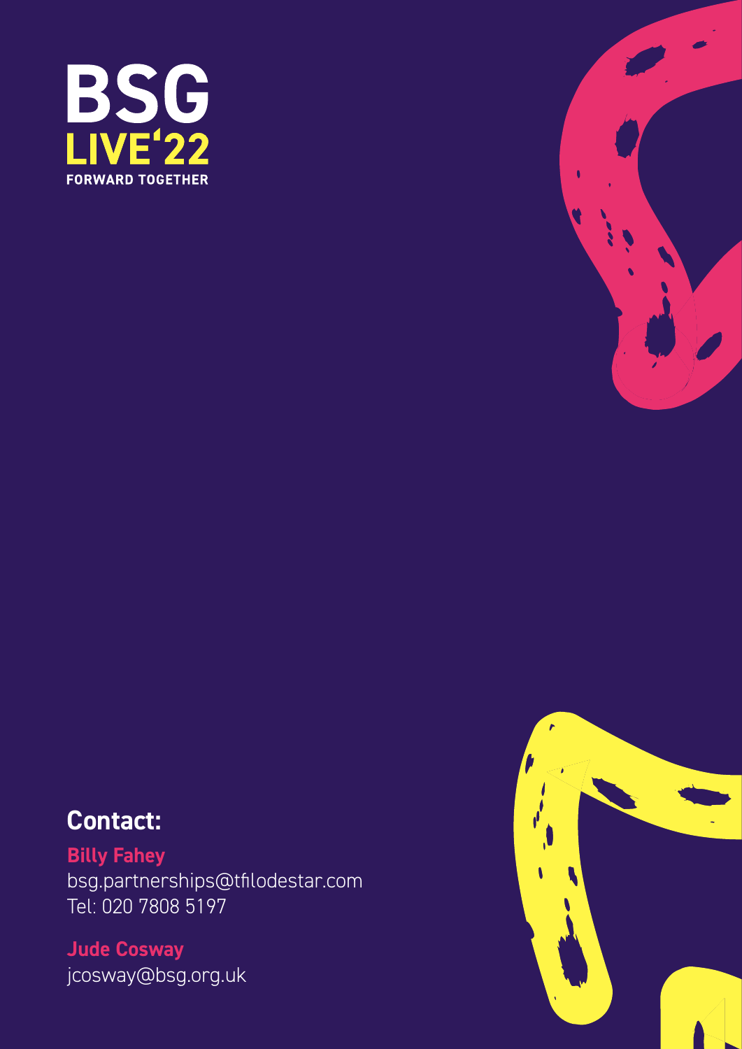**BSG**
**LIVE'22**
**FORWARD TOGETHER**

## Contact:

**Billy Fahey**
bsg.partnerships@tfilodestar.com
Tel: 020 7808 5197

**Jude Cosway**
jcosway@bsg.org.uk